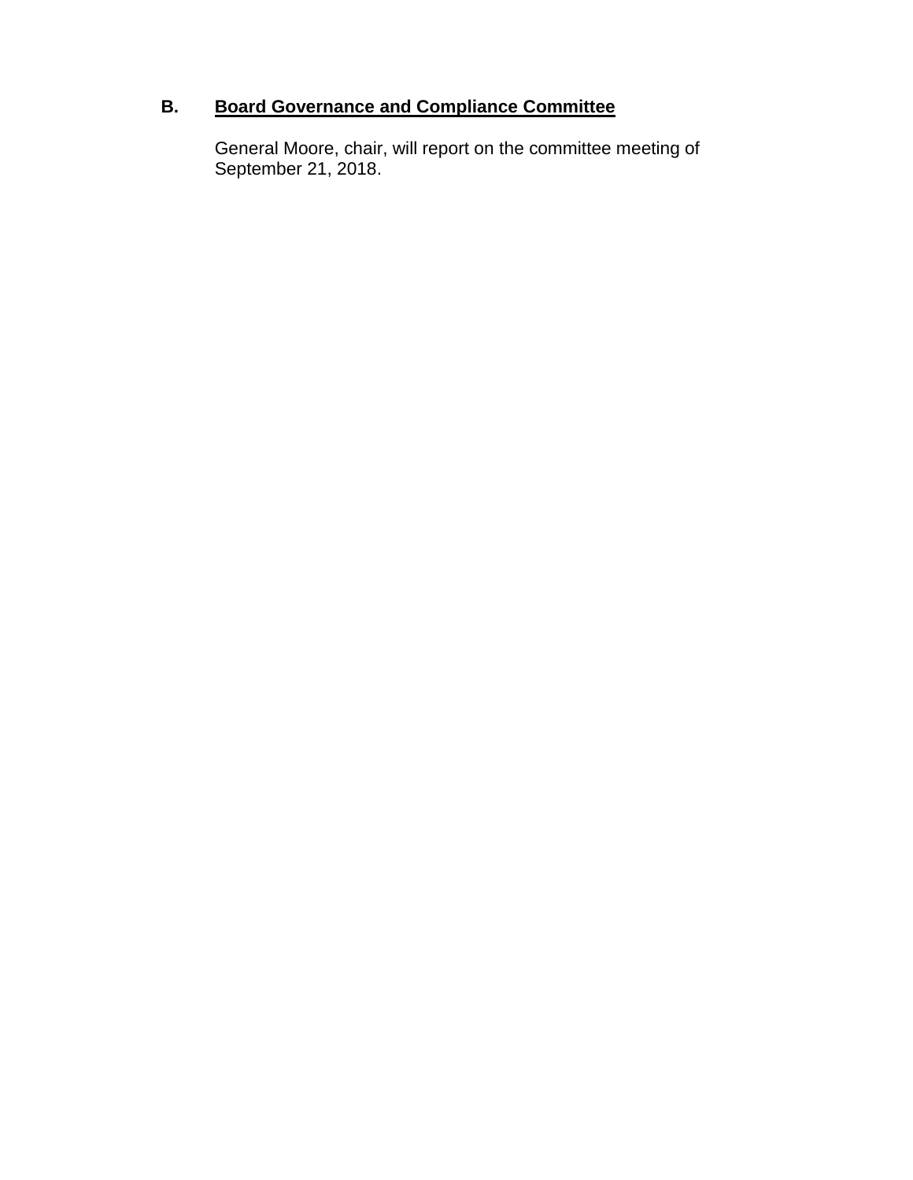## B. <u>Board Governance and Compliance Committee</u>

General Moore, chair, will report on the committee meeting of September 21, 2018.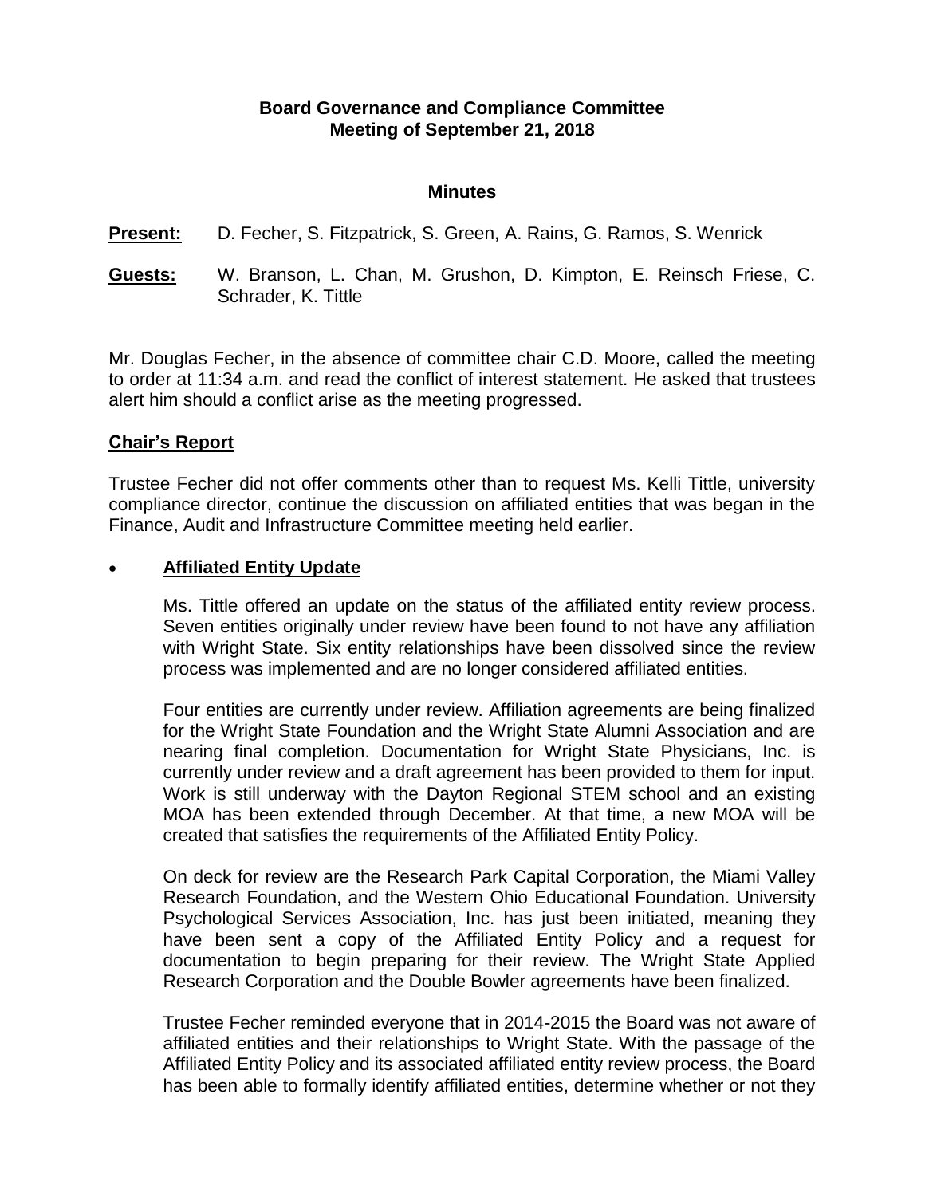**Board Governance and Compliance Committee**
**Meeting of September 21, 2018**

**Minutes**

**Present:** D. Fecher, S. Fitzpatrick, S. Green, A. Rains, G. Ramos, S. Wenrick

**Guests:** W. Branson, L. Chan, M. Grushon, D. Kimpton, E. Reinsch Friese, C. Schrader, K. Tittle

Mr. Douglas Fecher, in the absence of committee chair C.D. Moore, called the meeting to order at 11:34 a.m. and read the conflict of interest statement. He asked that trustees alert him should a conflict arise as the meeting progressed.

## Chair's Report

Trustee Fecher did not offer comments other than to request Ms. Kelli Tittle, university compliance director, continue the discussion on affiliated entities that was began in the Finance, Audit and Infrastructure Committee meeting held earlier.

- **Affiliated Entity Update**

  Ms. Tittle offered an update on the status of the affiliated entity review process. Seven entities originally under review have been found to not have any affiliation with Wright State. Six entity relationships have been dissolved since the review process was implemented and are no longer considered affiliated entities.

  Four entities are currently under review. Affiliation agreements are being finalized for the Wright State Foundation and the Wright State Alumni Association and are nearing final completion. Documentation for Wright State Physicians, Inc. is currently under review and a draft agreement has been provided to them for input. Work is still underway with the Dayton Regional STEM school and an existing MOA has been extended through December. At that time, a new MOA will be created that satisfies the requirements of the Affiliated Entity Policy.

  On deck for review are the Research Park Capital Corporation, the Miami Valley Research Foundation, and the Western Ohio Educational Foundation. University Psychological Services Association, Inc. has just been initiated, meaning they have been sent a copy of the Affiliated Entity Policy and a request for documentation to begin preparing for their review. The Wright State Applied Research Corporation and the Double Bowler agreements have been finalized.

  Trustee Fecher reminded everyone that in 2014-2015 the Board was not aware of affiliated entities and their relationships to Wright State. With the passage of the Affiliated Entity Policy and its associated affiliated entity review process, the Board has been able to formally identify affiliated entities, determine whether or not they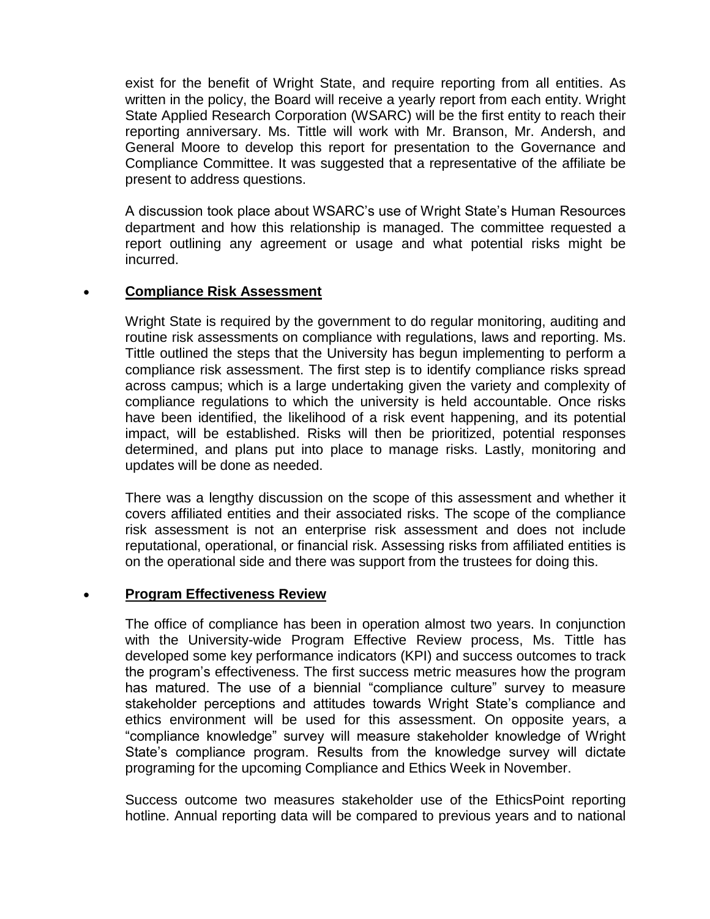exist for the benefit of Wright State, and require reporting from all entities. As written in the policy, the Board will receive a yearly report from each entity. Wright State Applied Research Corporation (WSARC) will be the first entity to reach their reporting anniversary. Ms. Tittle will work with Mr. Branson, Mr. Andersh, and General Moore to develop this report for presentation to the Governance and Compliance Committee. It was suggested that a representative of the affiliate be present to address questions.

A discussion took place about WSARC's use of Wright State's Human Resources department and how this relationship is managed. The committee requested a report outlining any agreement or usage and what potential risks might be incurred.

- **Compliance Risk Assessment**

  Wright State is required by the government to do regular monitoring, auditing and routine risk assessments on compliance with regulations, laws and reporting. Ms. Tittle outlined the steps that the University has begun implementing to perform a compliance risk assessment. The first step is to identify compliance risks spread across campus; which is a large undertaking given the variety and complexity of compliance regulations to which the university is held accountable. Once risks have been identified, the likelihood of a risk event happening, and its potential impact, will be established. Risks will then be prioritized, potential responses determined, and plans put into place to manage risks. Lastly, monitoring and updates will be done as needed.

  There was a lengthy discussion on the scope of this assessment and whether it covers affiliated entities and their associated risks. The scope of the compliance risk assessment is not an enterprise risk assessment and does not include reputational, operational, or financial risk. Assessing risks from affiliated entities is on the operational side and there was support from the trustees for doing this.

- **Program Effectiveness Review**

  The office of compliance has been in operation almost two years. In conjunction with the University-wide Program Effective Review process, Ms. Tittle has developed some key performance indicators (KPI) and success outcomes to track the program's effectiveness. The first success metric measures how the program has matured. The use of a biennial "compliance culture" survey to measure stakeholder perceptions and attitudes towards Wright State's compliance and ethics environment will be used for this assessment. On opposite years, a "compliance knowledge" survey will measure stakeholder knowledge of Wright State's compliance program. Results from the knowledge survey will dictate programing for the upcoming Compliance and Ethics Week in November.

  Success outcome two measures stakeholder use of the EthicsPoint reporting hotline. Annual reporting data will be compared to previous years and to national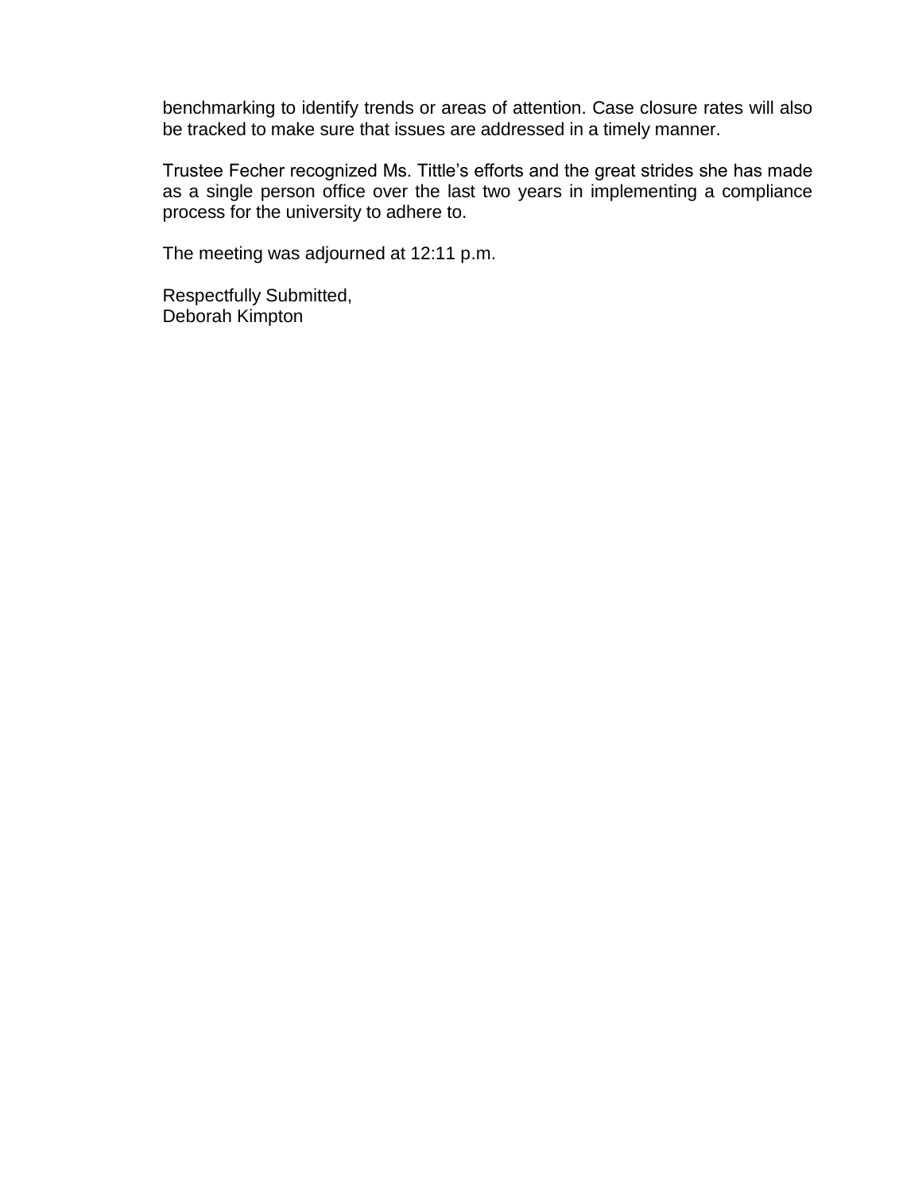benchmarking to identify trends or areas of attention. Case closure rates will also be tracked to make sure that issues are addressed in a timely manner.

Trustee Fecher recognized Ms. Tittle's efforts and the great strides she has made as a single person office over the last two years in implementing a compliance process for the university to adhere to.

The meeting was adjourned at 12:11 p.m.

Respectfully Submitted,
Deborah Kimpton